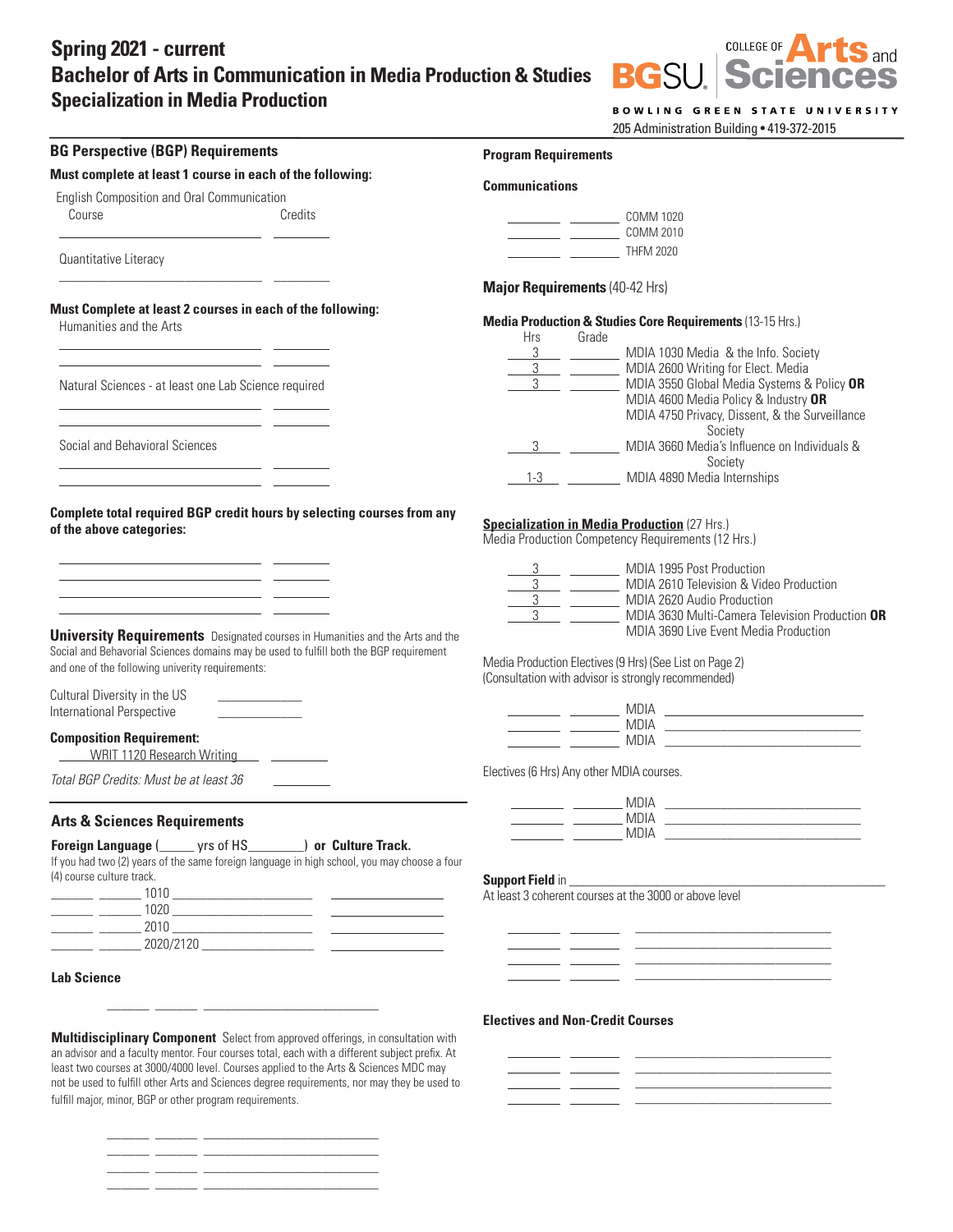# Spring 2021 - current
# Bachelor of Arts in Communication in Media Production & Studies
# Specialization in Media Production

COLLEGE OF Arts and Sciences

BGSU

BOWLING GREEN STATE UNIVERSITY

205 Administration Building • 419-372-2015

## BG Perspective (BGP) Requirements

**Must complete at least 1 course in each of the following:**

English Composition and Oral Communication

| Course | Credits |
|---|---|
| ______________________ | ________ |

Quantitative Literacy

______________________ ________

**Must Complete at least 2 courses in each of the following:**

Humanities and the Arts

______________________ ________
______________________ ________

Natural Sciences - at least one Lab Science required

______________________ ________
______________________ ________

Social and Behavioral Sciences

______________________ ________
______________________ ________

**Complete total required BGP credit hours by selecting courses from any of the above categories:**

______________________ ________
______________________ ________
______________________ ________
______________________ ________

**University Requirements** Designated courses in Humanities and the Arts and the Social and Behavioral Sciences domains may be used to fulfill both the BGP requirement and one of the following univerity requirements:

Cultural Diversity in the US ____________
International Perspective ____________

**Composition Requirement:**

WRIT 1120 Research Writing ________

*Total BGP Credits: Must be at least 36* ________

## Arts & Sciences Requirements

**Foreign Language** (_____ yrs of HS________) **or Culture Track.**

If you had two (2) years of the same foreign language in high school, you may choose a four (4) course culture track.

______ ______ 1010 ____________________ ______________
______ ______ 1020 ____________________ ______________
______ ______ 2010 ____________________ ______________
______ ______ 2020/2120 _______________ ______________

**Lab Science**

______ ______ ________________________

**Multidisciplinary Component** Select from approved offerings, in consultation with an advisor and a faculty mentor. Four courses total, each with a different subject prefix. At least two courses at 3000/4000 level. Courses applied to the Arts & Sciences MDC may not be used to fulfill other Arts and Sciences degree requirements, nor may they be used to fulfill major, minor, BGP or other program requirements.

______ ______ ________________________
______ ______ ________________________
______ ______ ________________________
______ ______ ________________________

## Program Requirements

**Communications**

______ ______ COMM 1020
______ ______ COMM 2010
______ ______ THFM 2020

**Major Requirements** (40-42 Hrs)

**Media Production & Studies Core Requirements** (13-15 Hrs.)

| Hrs | Grade | Course |
|---|---|---|
| 3 | ______ | MDIA 1030 Media & the Info. Society |
| 3 | ______ | MDIA 2600 Writing for Elect. Media |
| 3 | ______ | MDIA 3550 Global Media Systems & Policy **OR** MDIA 4600 Media Policy & Industry **OR** MDIA 4750 Privacy, Dissent, & the Surveillance Society |
| 3 | ______ | MDIA 3660 Media's Influence on Individuals & Society |
| 1-3 | ______ | MDIA 4890 Media Internships |

**Specialization in Media Production** (27 Hrs.)

Media Production Competency Requirements (12 Hrs.)

| Hrs | Grade | Course |
|---|---|---|
| 3 | ______ | MDIA 1995 Post Production |
| 3 | ______ | MDIA 2610 Television & Video Production |
| 3 | ______ | MDIA 2620 Audio Production |
| 3 | ______ | MDIA 3630 Multi-Camera Television Production **OR** MDIA 3690 Live Event Media Production |

Media Production Electives (9 Hrs) (See List on Page 2)
(Consultation with advisor is strongly recommended)

______ ______ MDIA ____________________
______ ______ MDIA ____________________
______ ______ MDIA ____________________

Electives (6 Hrs) Any other MDIA courses.

______ ______ MDIA ____________________
______ ______ MDIA ____________________
______ ______ MDIA ____________________

**Support Field** in ________________________________

At least 3 coherent courses at the 3000 or above level

______ ______ ____________________
______ ______ ____________________
______ ______ ____________________
______ ______ ____________________

**Electives and Non-Credit Courses**

______ ______ ____________________
______ ______ ____________________
______ ______ ____________________
______ ______ ____________________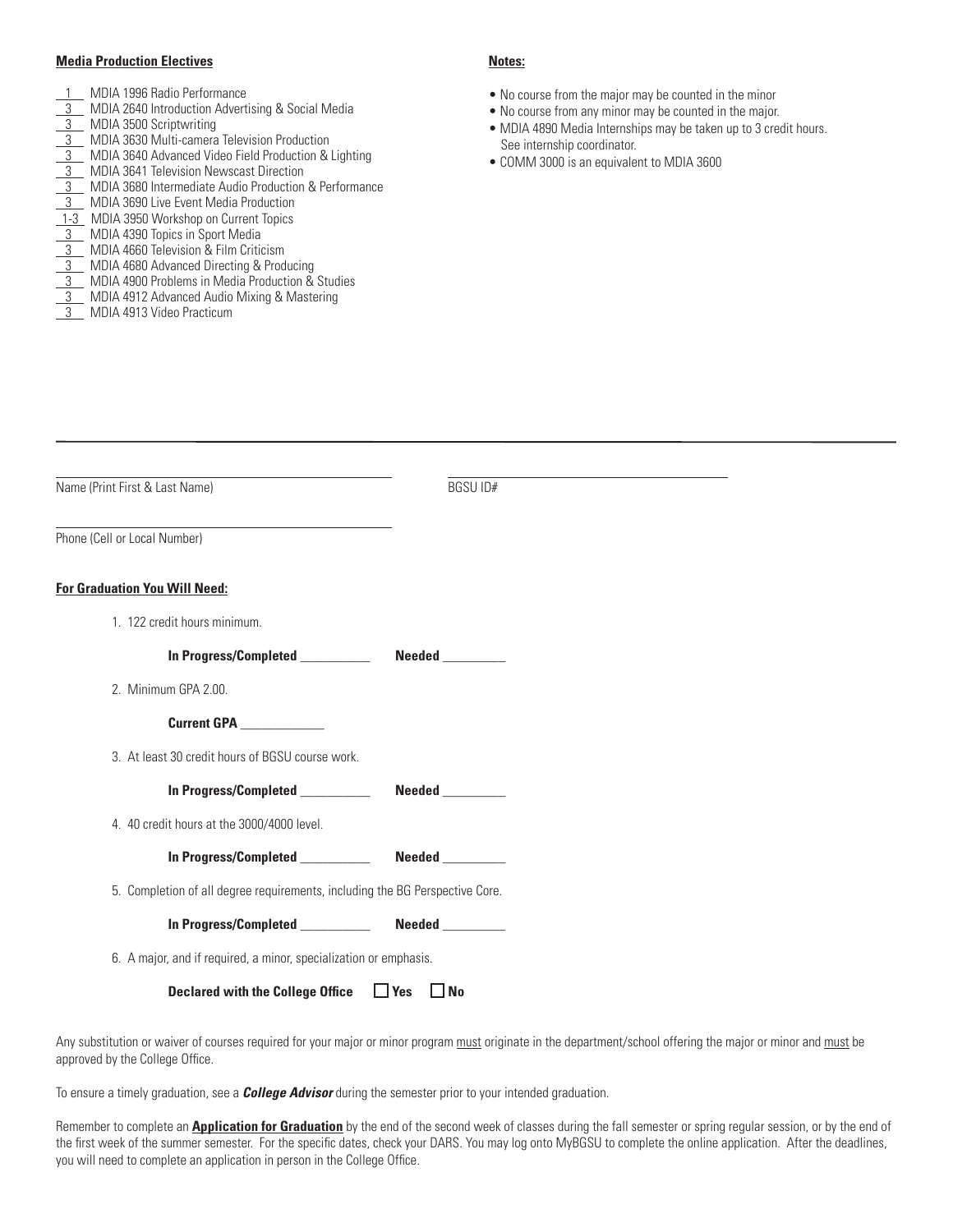**Media Production Electives**

- 1 MDIA 1996 Radio Performance
- 3 MDIA 2640 Introduction Advertising & Social Media
- 3 MDIA 3500 Scriptwriting
- 3 MDIA 3630 Multi-camera Television Production
- 3 MDIA 3640 Advanced Video Field Production & Lighting
- 3 MDIA 3641 Television Newscast Direction
- 3 MDIA 3680 Intermediate Audio Production & Performance
- 3 MDIA 3690 Live Event Media Production
- 1-3 MDIA 3950 Workshop on Current Topics
- 3 MDIA 4390 Topics in Sport Media
- 3 MDIA 4660 Television & Film Criticism
- 3 MDIA 4680 Advanced Directing & Producing
- 3 MDIA 4900 Problems in Media Production & Studies
- 3 MDIA 4912 Advanced Audio Mixing & Mastering
- 3 MDIA 4913 Video Practicum

**Notes:**

- No course from the major may be counted in the minor
- No course from any minor may be counted in the major.
- MDIA 4890 Media Internships may be taken up to 3 credit hours. See internship coordinator.
- COMM 3000 is an equivalent to MDIA 3600

---

Name (Print First & Last Name) ____________________ BGSU ID# ____________________

Phone (Cell or Local Number) ____________________

**For Graduation You Will Need:**

1. 122 credit hours minimum.

   **In Progress/Completed** __________ **Needed** __________

2. Minimum GPA 2.00.

   **Current GPA** __________

3. At least 30 credit hours of BGSU course work.

   **In Progress/Completed** __________ **Needed** __________

4. 40 credit hours at the 3000/4000 level.

   **In Progress/Completed** __________ **Needed** __________

5. Completion of all degree requirements, including the BG Perspective Core.

   **In Progress/Completed** __________ **Needed** __________

6. A major, and if required, a minor, specialization or emphasis.

   **Declared with the College Office** ☐ **Yes** ☐ **No**

Any substitution or waiver of courses required for your major or minor program must originate in the department/school offering the major or minor and must be approved by the College Office.

To ensure a timely graduation, see a ***College Advisor*** during the semester prior to your intended graduation.

Remember to complete an **Application for Graduation** by the end of the second week of classes during the fall semester or spring regular session, or by the end of the first week of the summer semester. For the specific dates, check your DARS. You may log onto MyBGSU to complete the online application. After the deadlines, you will need to complete an application in person in the College Office.